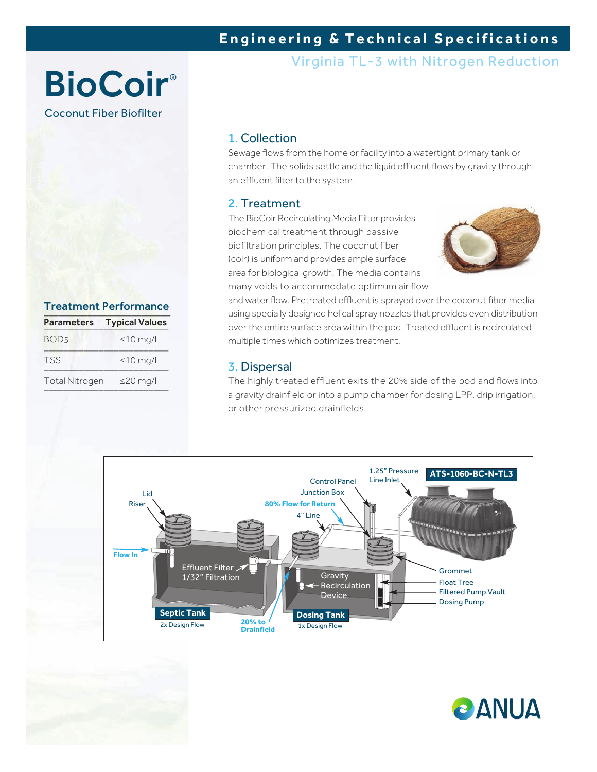# Engineering & Technical Specifications

## Virginia TL-3 with Nitrogen Reduction

# BioCoir®

Coconut Fiber Biofilter

### Treatment Performance

| Parameters | Typical Values |
| --- | --- |
| $BOD_5$ | ≤10 mg/l |
| TSS | ≤10 mg/l |
| Total Nitrogen | ≤20 mg/l |

## 1. Collection

Sewage flows from the home or facility into a watertight primary tank or chamber. The solids settle and the liquid effluent flows by gravity through an effluent filter to the system.

## 2. Treatment

The BioCoir Recirculating Media Filter provides biochemical treatment through passive biofiltration principles. The coconut fiber (coir) is uniform and provides ample surface area for biological growth. The media contains many voids to accommodate optimum air flow and water flow. Pretreated effluent is sprayed over the coconut fiber media using specially designed helical spray nozzles that provides even distribution over the entire surface area within the pod. Treated effluent is recirculated multiple times which optimizes treatment.

## 3. Dispersal

The highly treated effluent exits the 20% side of the pod and flows into a gravity drainfield or into a pump chamber for dosing LPP, drip irrigation, or other pressurized drainfields.

ATS-1060-BC-N-TL3

Lid
Riser
Flow In
Effluent Filter 1/32" Filtration
Septic Tank — 2x Design Flow
20% to Drainfield
Control Panel
Junction Box
80% Flow for Return
4" Line
1.25" Pressure Line Inlet
Gravity Recirculation Device
Dosing Tank — 1x Design Flow
Grommet
Float Tree
Filtered Pump Vault
Dosing Pump

ANUA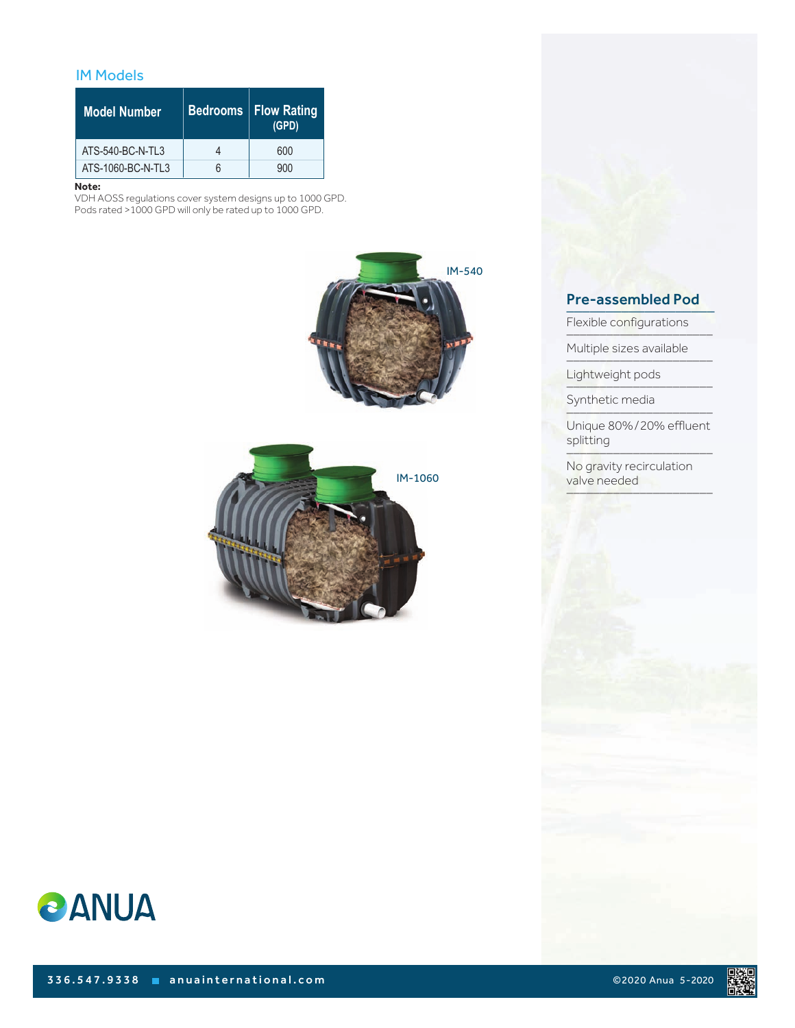## IM Models

| Model Number | Bedrooms | Flow Rating (GPD) |
|---|---|---|
| ATS-540-BC-N-TL3 | 4 | 600 |
| ATS-1060-BC-N-TL3 | 6 | 900 |

**Note:**
VDH AOSS regulations cover system designs up to 1000 GPD.
Pods rated >1000 GPD will only be rated up to 1000 GPD.

IM-540

IM-1060

## Pre-assembled Pod

- Flexible configurations
- Multiple sizes available
- Lightweight pods
- Synthetic media
- Unique 80%/20% effluent splitting
- No gravity recirculation valve needed

ANUA

336.547.9338 ■ anuainternational.com

©2020 Anua 5-2020